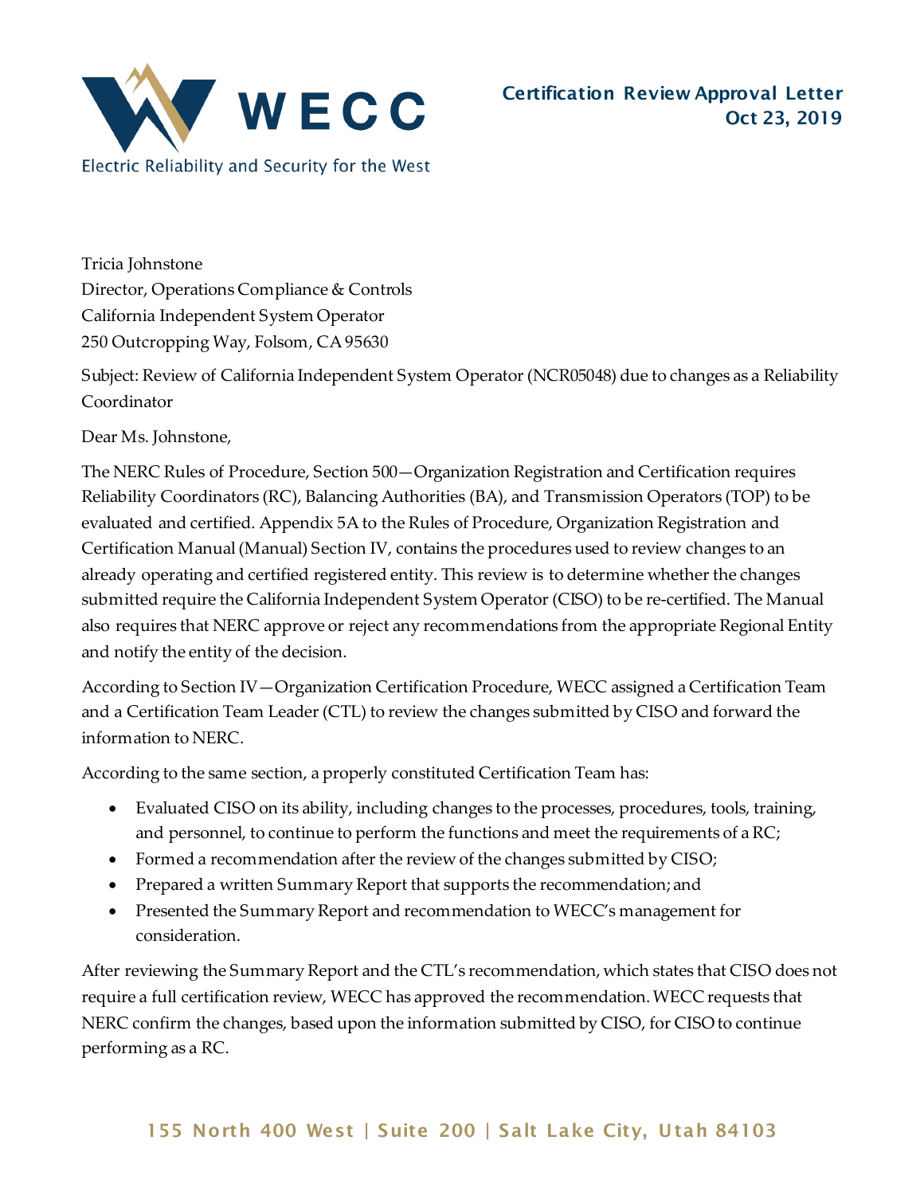WECC

Electric Reliability and Security for the West

**Certification Review Approval Letter**
**Oct 23, 2019**

Tricia Johnstone
Director, Operations Compliance & Controls
California Independent System Operator
250 Outcropping Way, Folsom, CA 95630

Subject: Review of California Independent System Operator (NCR05048) due to changes as a Reliability Coordinator

Dear Ms. Johnstone,

The NERC Rules of Procedure, Section 500—Organization Registration and Certification requires Reliability Coordinators (RC), Balancing Authorities (BA), and Transmission Operators (TOP) to be evaluated and certified. Appendix 5A to the Rules of Procedure, Organization Registration and Certification Manual (Manual) Section IV, contains the procedures used to review changes to an already operating and certified registered entity. This review is to determine whether the changes submitted require the California Independent System Operator (CISO) to be re-certified. The Manual also requires that NERC approve or reject any recommendations from the appropriate Regional Entity and notify the entity of the decision.

According to Section IV—Organization Certification Procedure, WECC assigned a Certification Team and a Certification Team Leader (CTL) to review the changes submitted by CISO and forward the information to NERC.

According to the same section, a properly constituted Certification Team has:

- Evaluated CISO on its ability, including changes to the processes, procedures, tools, training, and personnel, to continue to perform the functions and meet the requirements of a RC;
- Formed a recommendation after the review of the changes submitted by CISO;
- Prepared a written Summary Report that supports the recommendation; and
- Presented the Summary Report and recommendation to WECC's management for consideration.

After reviewing the Summary Report and the CTL's recommendation, which states that CISO does not require a full certification review, WECC has approved the recommendation. WECC requests that NERC confirm the changes, based upon the information submitted by CISO, for CISO to continue performing as a RC.

155 North 400 West | Suite 200 | Salt Lake City, Utah 84103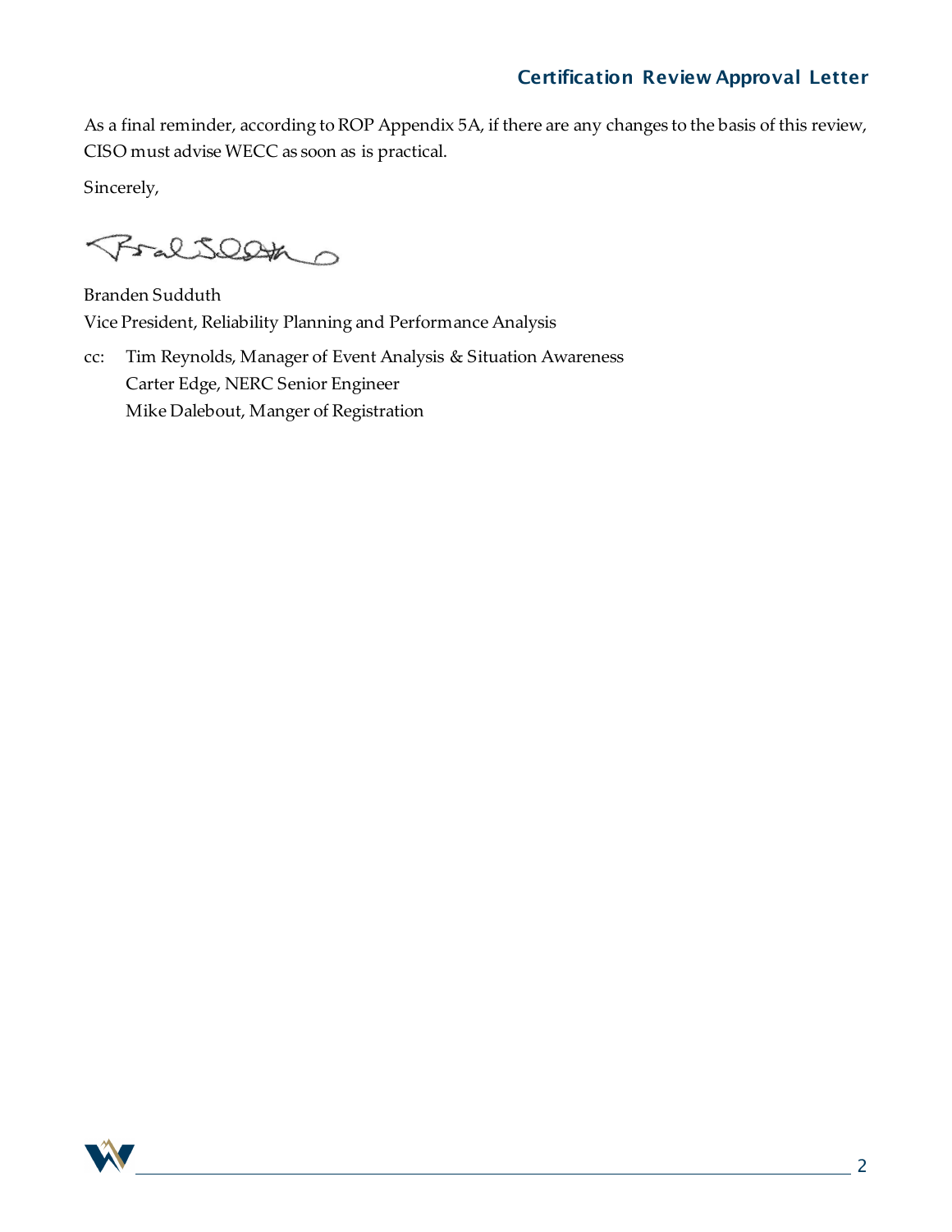As a final reminder, according to ROP Appendix 5A, if there are any changes to the basis of this review, CISO must advise WECC as soon as is practical.

Sincerely,

Branden Sudduth
Vice President, Reliability Planning and Performance Analysis

cc: Tim Reynolds, Manager of Event Analysis & Situation Awareness
Carter Edge, NERC Senior Engineer
Mike Dalebout, Manger of Registration